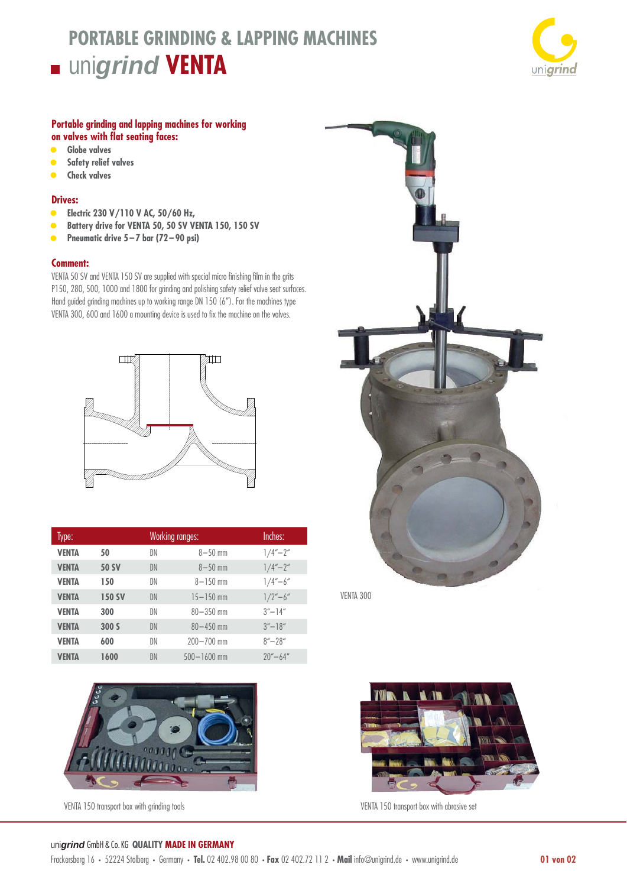# PORTABLE GRINDING & LAPPING MACHINES

## unigrind VENTA

**Portable grinding and lapping machines for working on valves with flat seating faces:**

- Globe valves
- Safety relief valves
- Check valves

**Drives:**

- Electric 230 V/110 V AC, 50/60 Hz,
- Battery drive for VENTA 50, 50 SV VENTA 150, 150 SV
- Pneumatic drive 5–7 bar (72–90 psi)

**Comment:**

VENTA 50 SV and VENTA 150 SV are supplied with special micro finishing film in the grits P150, 280, 500, 1000 and 1800 for grinding and polishing safety relief valve seat surfaces. Hand guided grinding machines up to working range DN 150 (6"). For the machines type VENTA 300, 600 and 1600 a mounting device is used to fix the machine on the valves.

| Type: | | Working ranges: | | Inches: |
|---|---|---|---|---|
| **VENTA** | **50** | DN | 8–50 mm | 1/4"–2" |
| **VENTA** | **50 SV** | DN | 8–50 mm | 1/4"–2" |
| **VENTA** | **150** | DN | 8–150 mm | 1/4"–6" |
| **VENTA** | **150 SV** | DN | 15–150 mm | 1/2"–6" |
| **VENTA** | **300** | DN | 80–350 mm | 3"–14" |
| **VENTA** | **300 S** | DN | 80–450 mm | 3"–18" |
| **VENTA** | **600** | DN | 200–700 mm | 8"–28" |
| **VENTA** | **1600** | DN | 500–1600 mm | 20"–64" |

VENTA 300

VENTA 150 transport box with grinding tools

VENTA 150 transport box with abrasive set

unigrind GmbH & Co. KG **QUALITY MADE IN GERMANY**

Frackersberg 16 • 52224 Stolberg • Germany • **Tel.** 02 402.98 00 80 • **Fax** 02 402.72 11 2 • **Mail** info@unigrind.de • www.unigrind.de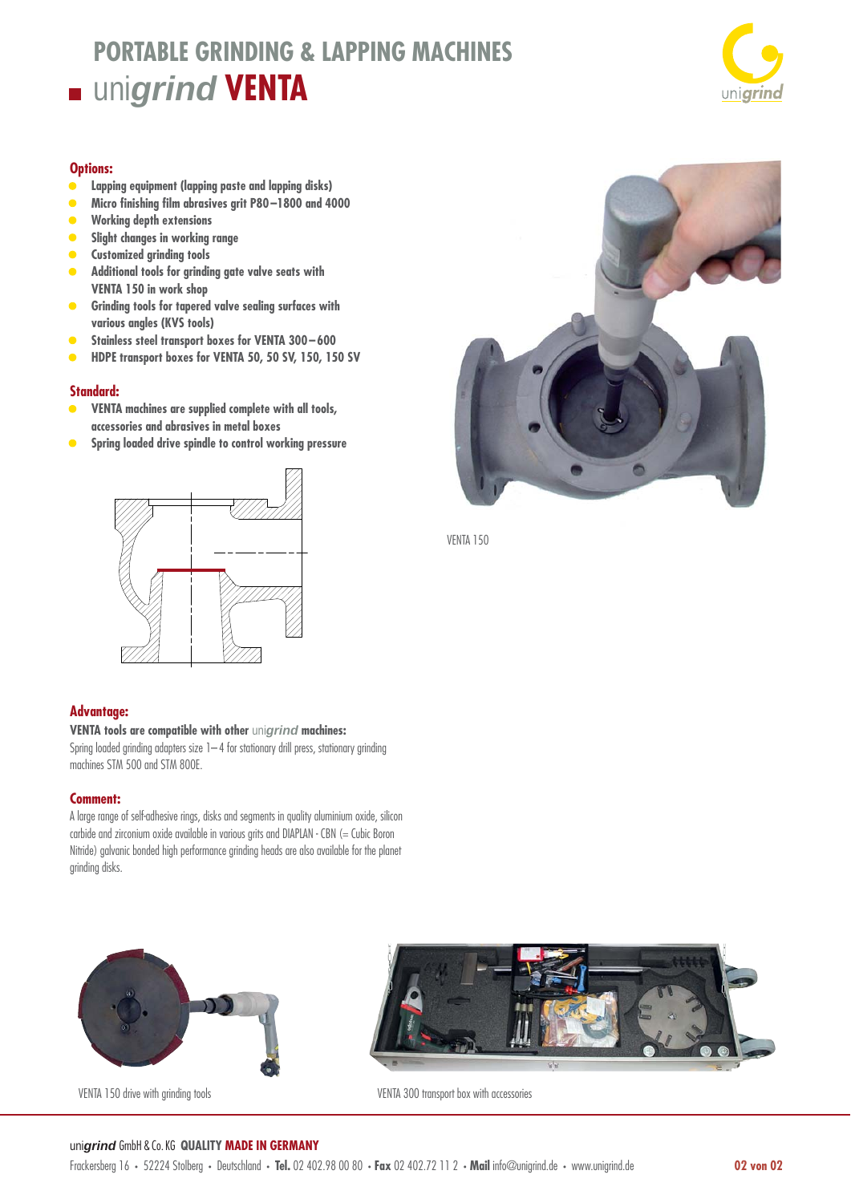# PORTABLE GRINDING & LAPPING MACHINES

## uni*grind* VENTA

**Options:**

- Lapping equipment (lapping paste and lapping disks)
- Micro finishing film abrasives grit P80 – 1800 and 4000
- Working depth extensions
- Slight changes in working range
- Customized grinding tools
- Additional tools for grinding gate valve seats with VENTA 150 in work shop
- Grinding tools for tapered valve sealing surfaces with various angles (KVS tools)
- Stainless steel transport boxes for VENTA 300 – 600
- HDPE transport boxes for VENTA 50, 50 SV, 150, 150 SV

**Standard:**

- VENTA machines are supplied complete with all tools, accessories and abrasives in metal boxes
- Spring loaded drive spindle to control working pressure

VENTA 150

**Advantage:**

**VENTA tools are compatible with other uni*grind* machines:**
Spring loaded grinding adapters size 1 – 4 for stationary drill press, stationary grinding machines STM 500 and STM 800E.

**Comment:**

A large range of self-adhesive rings, disks and segments in quality aluminium oxide, silicon carbide and zirconium oxide available in various grits and DIAPLAN - CBN (= Cubic Boron Nitride) galvanic bonded high performance grinding heads are also available for the planet grinding disks.

VENTA 150 drive with grinding tools

VENTA 300 transport box with accessories

uni*grind* GmbH & Co. KG **QUALITY MADE IN GERMANY**

Frackersberg 16 • 52224 Stolberg • Deutschland • **Tel.** 02 402.98 00 80 • **Fax** 02 402.72 11 2 • **Mail** info@unigrind.de • www.unigrind.de